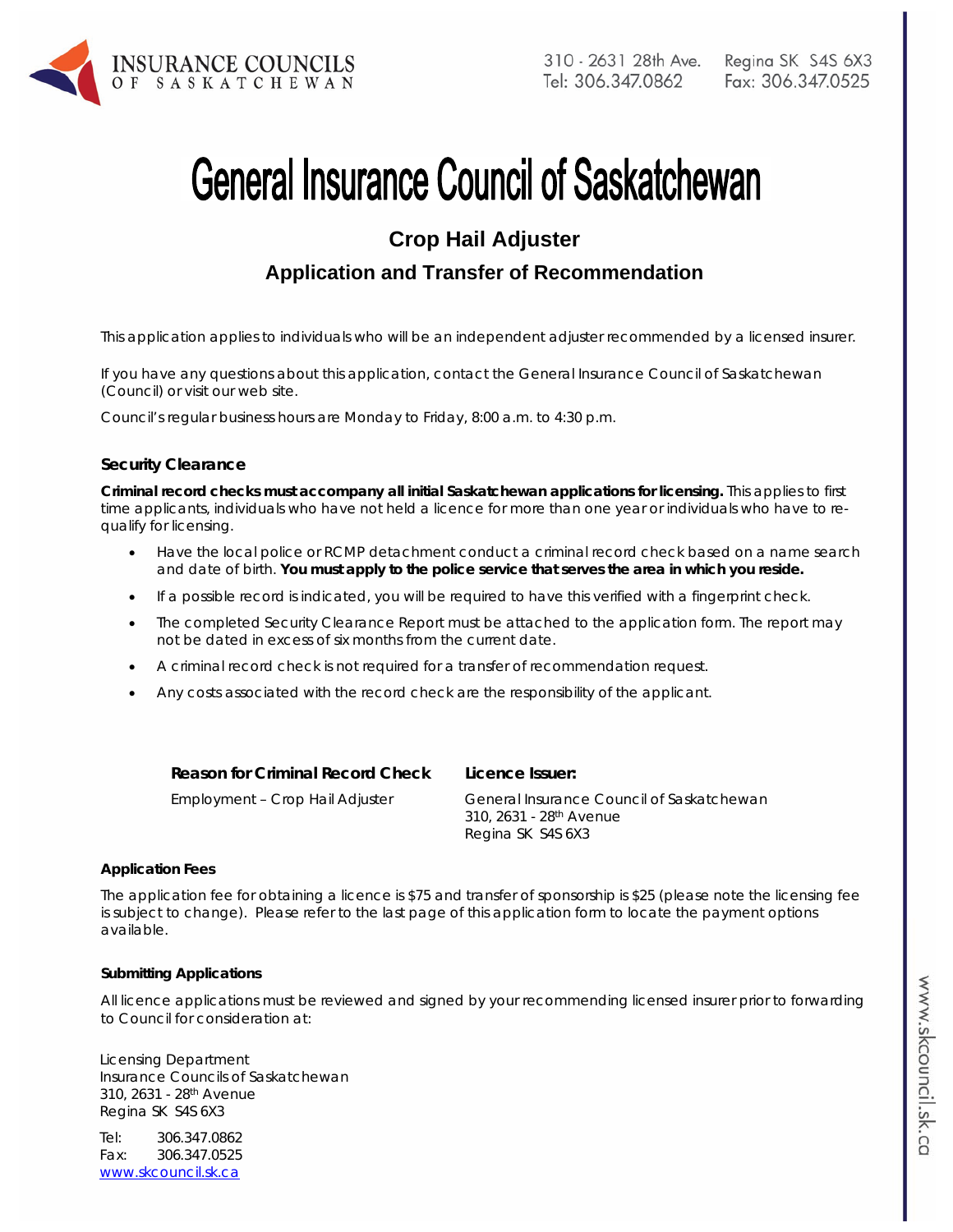INSURANCE COUNCILS OF SASKATCHEWAN

310 - 2631 28th Ave. Regina SK S4S 6X3
Tel: 306.347.0862 Fax: 306.347.0525

# General Insurance Council of Saskatchewan

## Crop Hail Adjuster

## Application and Transfer of Recommendation

This application applies to individuals who will be an independent adjuster recommended by a licensed insurer.

If you have any questions about this application, contact the General Insurance Council of Saskatchewan (Council) or visit our web site.

Council's regular business hours are Monday to Friday, 8:00 a.m. to 4:30 p.m.

### Security Clearance

**Criminal record checks must accompany all initial Saskatchewan applications for licensing.** This applies to first time applicants, individuals who have not held a licence for more than one year or individuals who have to re-qualify for licensing.

- Have the local police or RCMP detachment conduct a criminal record check based on a name search and date of birth. **You must apply to the police service that serves the area in which you reside.**
- If a possible record is indicated, you will be required to have this verified with a fingerprint check.
- The completed Security Clearance Report must be attached to the application form. The report may not be dated in excess of six months from the current date.
- A criminal record check is not required for a transfer of recommendation request.
- Any costs associated with the record check are the responsibility of the applicant.

| Reason for Criminal Record Check | Licence Issuer: |
|---|---|
| Employment – Crop Hail Adjuster | General Insurance Council of Saskatchewan<br>310, 2631 - 28th Avenue<br>Regina SK S4S 6X3 |

#### Application Fees

The application fee for obtaining a licence is $75 and transfer of sponsorship is $25 (please note the licensing fee is subject to change). Please refer to the last page of this application form to locate the payment options available.

#### Submitting Applications

All licence applications must be reviewed and signed by your recommending licensed insurer prior to forwarding to Council for consideration at:

Licensing Department
Insurance Councils of Saskatchewan
310, 2631 - 28th Avenue
Regina SK S4S 6X3

Tel: 306.347.0862
Fax: 306.347.0525
www.skcouncil.sk.ca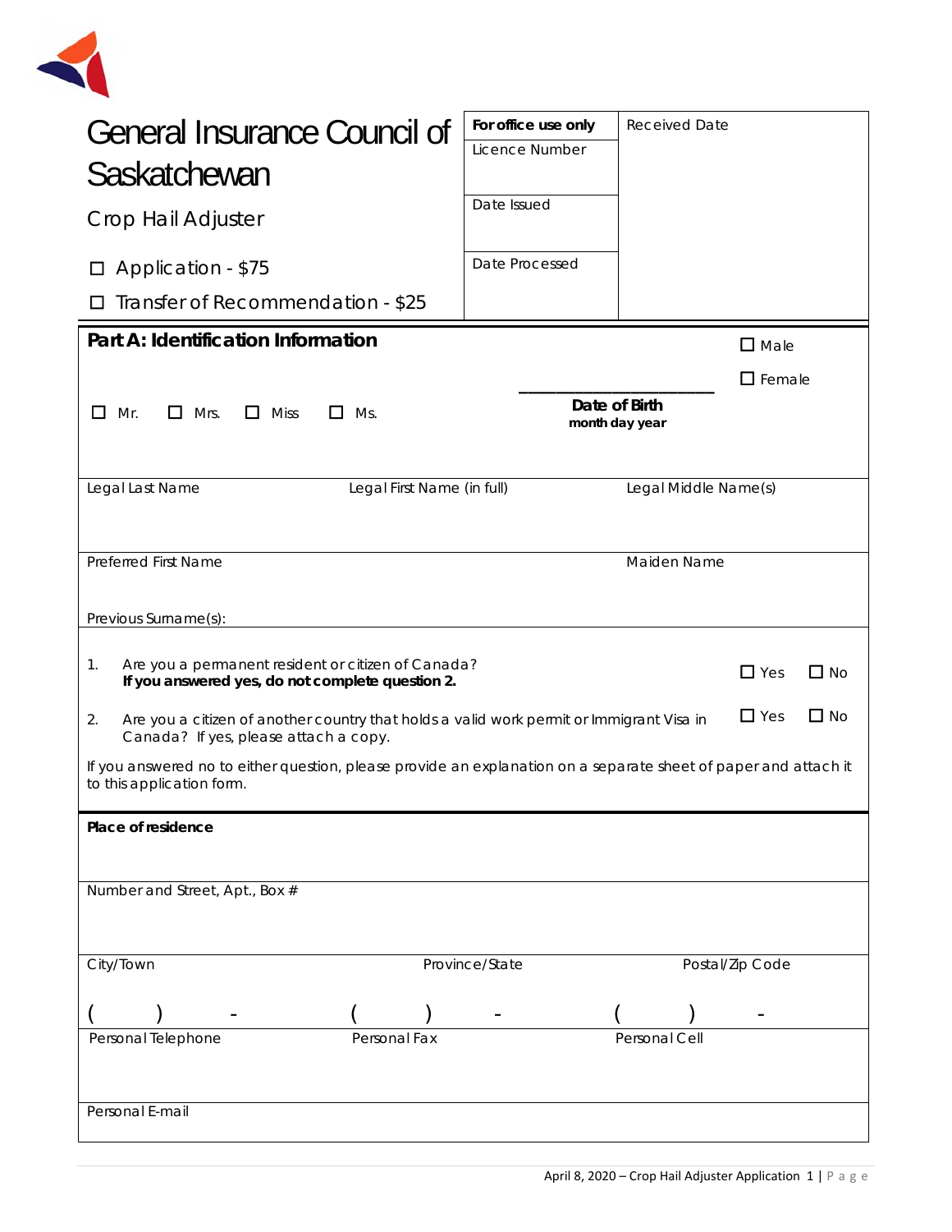# General Insurance Council of Saskatchewan

## Crop Hail Adjuster

☐ Application - $75

☐ Transfer of Recommendation - $25

| For office use only | Received Date |
|---|---|
| Licence Number | |
| Date Issued | |
| Date Processed | |

## Part A: Identification Information

☐ Mr. ☐ Mrs. ☐ Miss ☐ Ms.

______________________
**Date of Birth**
**month day year**

☐ Male

☐ Female

| Legal Last Name | Legal First Name (in full) | Legal Middle Name(s) |
|---|---|---|
| | | |

| Preferred First Name | Maiden Name |
|---|---|
| | |

Previous Surname(s):

1. Are you a permanent resident or citizen of Canada? ☐ Yes ☐ No
   **If you answered yes, do not complete question 2.**

2. Are you a citizen of another country that holds a valid work permit or Immigrant Visa in Canada? If yes, please attach a copy. ☐ Yes ☐ No

If you answered no to either question, please provide an explanation on a separate sheet of paper and attach it to this application form.

**Place of residence**

Number and Street, Apt., Box #

| City/Town | Province/State | Postal/Zip Code |
|---|---|---|
| ( ) - | ( ) - | ( ) - |
| Personal Telephone | Personal Fax | Personal Cell |

Personal E-mail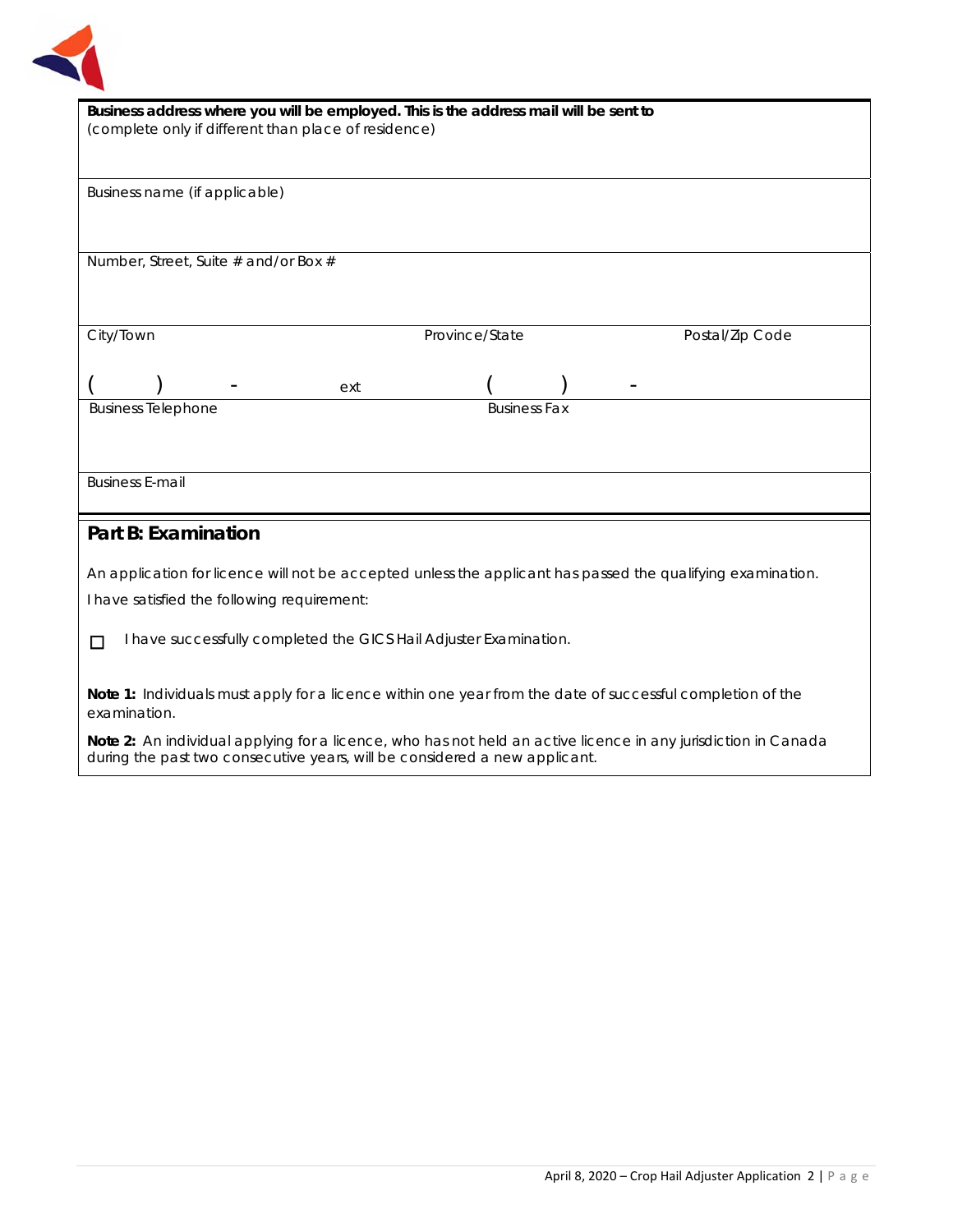**Business address where you will be employed. This is the address mail will be sent to**
(complete only if different than place of residence)

Business name (if applicable)

Number, Street, Suite # and/or Box #

| City/Town | Province/State | Postal/Zip Code |
|---|---|---|

| (    )    -    ext | (    )    - |
|---|---|
| Business Telephone | Business Fax |

Business E-mail

## Part B: Examination

An application for licence will not be accepted unless the applicant has passed the qualifying examination.

I have satisfied the following requirement:

☐ I have successfully completed the GICS Hail Adjuster Examination.

**Note 1:** Individuals must apply for a licence within one year from the date of successful completion of the examination.

**Note 2:** An individual applying for a licence, who has not held an active licence in any jurisdiction in Canada during the past two consecutive years, will be considered a new applicant.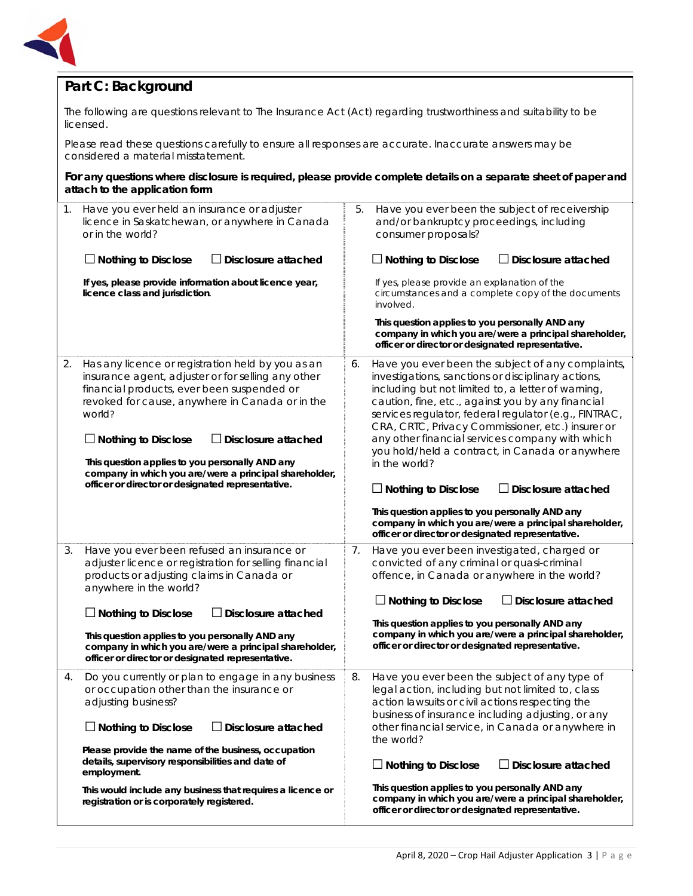## Part C: Background

The following are questions relevant to The Insurance Act (Act) regarding trustworthiness and suitability to be licensed.

Please read these questions carefully to ensure all responses are accurate. Inaccurate answers may be considered a material misstatement.

**For any questions where disclosure is required, please provide complete details on a separate sheet of paper and attach to the application form**

1. Have you ever held an insurance or adjuster licence in Saskatchewan, or anywhere in Canada or in the world?

   ☐ **Nothing to Disclose** ☐ **Disclosure attached**

   **If yes, please provide information about licence year, licence class and jurisdiction.**

2. Has any licence or registration held by you as an insurance agent, adjuster or for selling any other financial products, ever been suspended or revoked for cause, anywhere in Canada or in the world?

   ☐ **Nothing to Disclose** ☐ **Disclosure attached**

   **This question applies to you personally AND any company in which you are/were a principal shareholder, officer or director or designated representative.**

3. Have you ever been refused an insurance or adjuster licence or registration for selling financial products or adjusting claims in Canada or anywhere in the world?

   ☐ **Nothing to Disclose** ☐ **Disclosure attached**

   **This question applies to you personally AND any company in which you are/were a principal shareholder, officer or director or designated representative.**

4. Do you currently or plan to engage in any business or occupation other than the insurance or adjusting business?

   ☐ **Nothing to Disclose** ☐ **Disclosure attached**

   **Please provide the name of the business, occupation details, supervisory responsibilities and date of employment.**

   **This would include any business that requires a licence or registration or is corporately registered.**

5. Have you ever been the subject of receivership and/or bankruptcy proceedings, including consumer proposals?

   ☐ **Nothing to Disclose** ☐ **Disclosure attached**

   If yes, please provide an explanation of the circumstances and a complete copy of the documents involved.

   **This question applies to you personally AND any company in which you are/were a principal shareholder, officer or director or designated representative.**

6. Have you ever been the subject of any complaints, investigations, sanctions or disciplinary actions, including but not limited to, a letter of warning, caution, fine, etc., against you by any financial services regulator, federal regulator (e.g., FINTRAC, CRA, CRTC, Privacy Commissioner, etc.) insurer or any other financial services company with which you hold/held a contract, in Canada or anywhere in the world?

   ☐ **Nothing to Disclose** ☐ **Disclosure attached**

   **This question applies to you personally AND any company in which you are/were a principal shareholder, officer or director or designated representative.**

7. Have you ever been investigated, charged or convicted of any criminal or quasi-criminal offence, in Canada or anywhere in the world?

   ☐ **Nothing to Disclose** ☐ **Disclosure attached**

   **This question applies to you personally AND any company in which you are/were a principal shareholder, officer or director or designated representative.**

8. Have you ever been the subject of any type of legal action, including but not limited to, class action lawsuits or civil actions respecting the business of insurance including adjusting, or any other financial service, in Canada or anywhere in the world?

   ☐ **Nothing to Disclose** ☐ **Disclosure attached**

   **This question applies to you personally AND any company in which you are/were a principal shareholder, officer or director or designated representative.**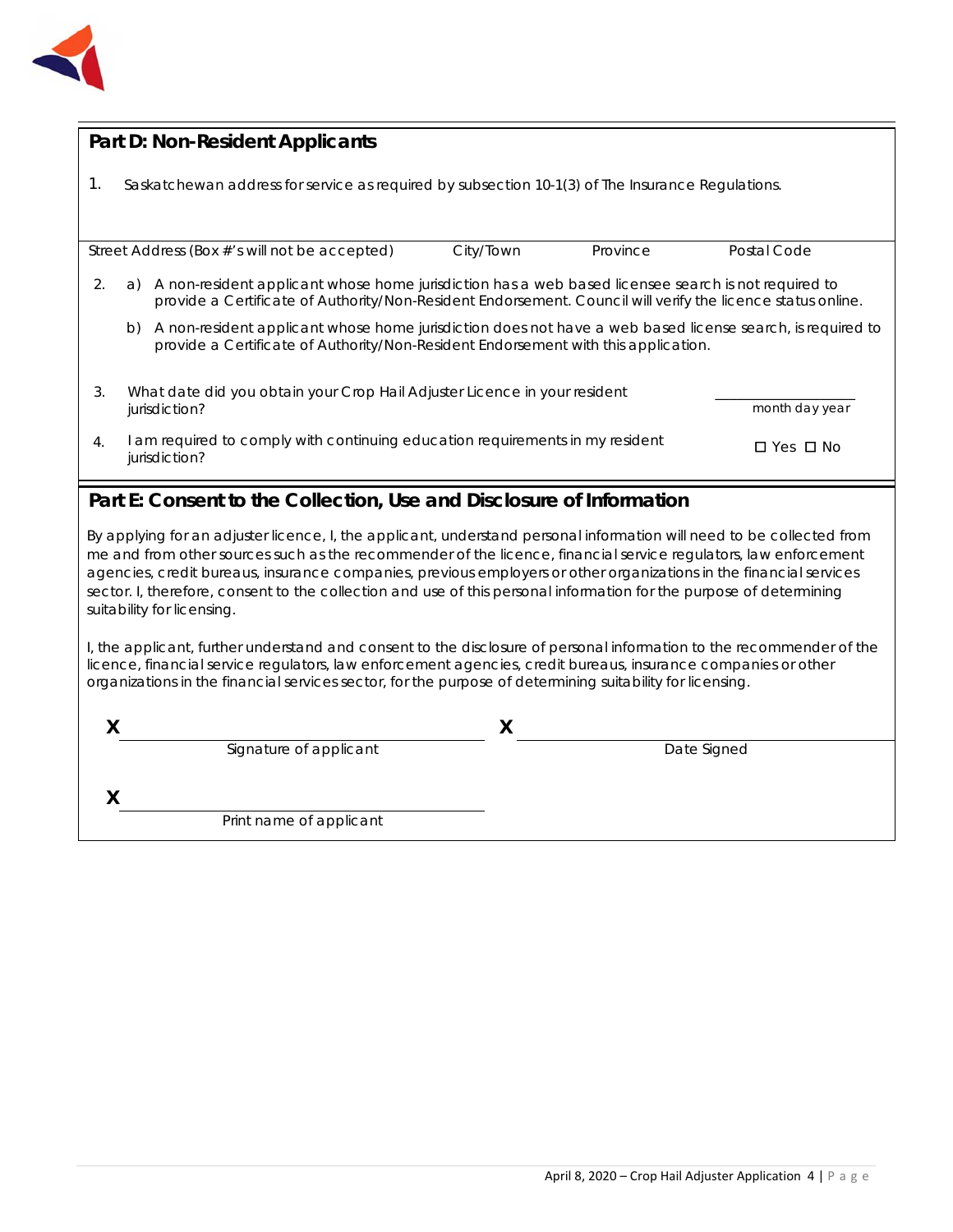## Part D: Non-Resident Applicants

1. Saskatchewan address for service as required by subsection 10-1(3) of The Insurance Regulations.

| Street Address (Box #'s will not be accepted) | City/Town | Province | Postal Code |
|---|---|---|---|

2. a) A non-resident applicant whose home jurisdiction has a web based licensee search is not required to provide a Certificate of Authority/Non-Resident Endorsement. Council will verify the licence status online.

   b) A non-resident applicant whose home jurisdiction does not have a web based license search, is required to provide a Certificate of Authority/Non-Resident Endorsement with this application.

3. What date did you obtain your Crop Hail Adjuster Licence in your resident jurisdiction? ________________ month day year

4. I am required to comply with continuing education requirements in my resident jurisdiction? ☐ Yes ☐ No

## Part E: Consent to the Collection, Use and Disclosure of Information

By applying for an adjuster licence, I, the applicant, understand personal information will need to be collected from me and from other sources such as the recommender of the licence, financial service regulators, law enforcement agencies, credit bureaus, insurance companies, previous employers or other organizations in the financial services sector. I, therefore, consent to the collection and use of this personal information for the purpose of determining suitability for licensing.

I, the applicant, further understand and consent to the disclosure of personal information to the recommender of the licence, financial service regulators, law enforcement agencies, credit bureaus, insurance companies or other organizations in the financial services sector, for the purpose of determining suitability for licensing.

**X** ______________________________ Signature of applicant

**X** ______________________________ Date Signed

**X** ______________________________ Print name of applicant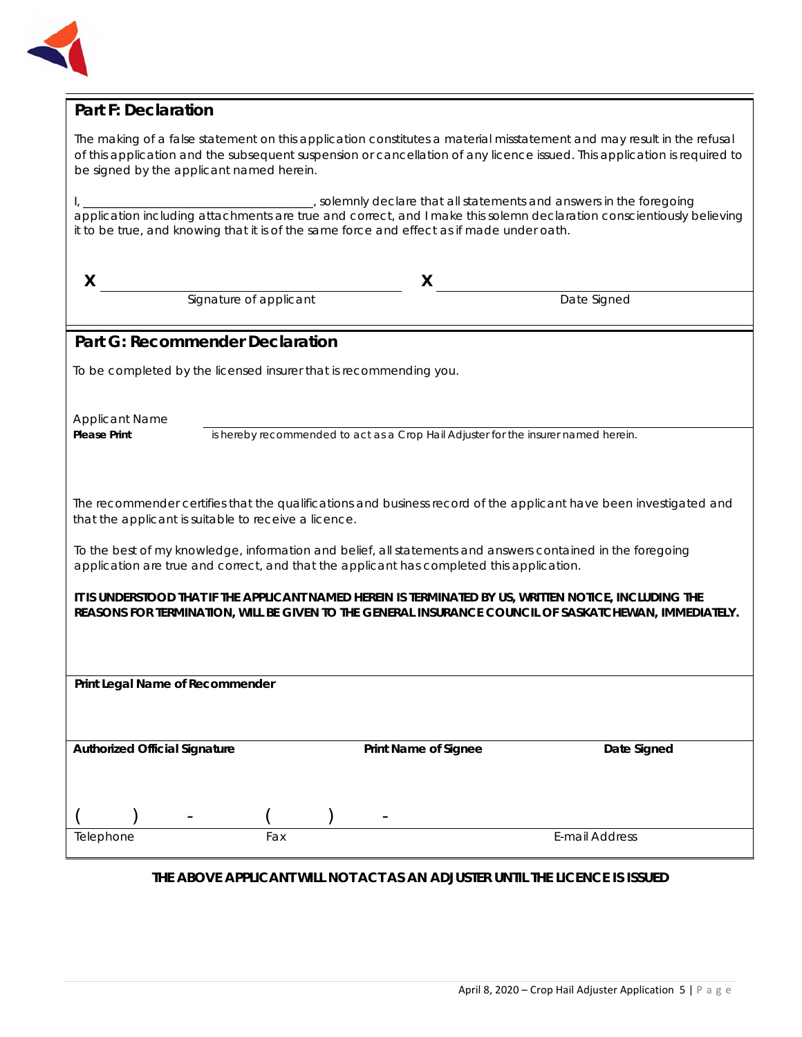## Part F: Declaration

The making of a false statement on this application constitutes a material misstatement and may result in the refusal of this application and the subsequent suspension or cancellation of any licence issued. This application is required to be signed by the applicant named herein.

I, ___________________________________, solemnly declare that all statements and answers in the foregoing application including attachments are true and correct, and I make this solemn declaration conscientiously believing it to be true, and knowing that it is of the same force and effect as if made under oath.

X ______________________________ X ______________________________

Signature of applicant | Date Signed

## Part G: Recommender Declaration

To be completed by the licensed insurer that is recommending you.

Applicant Name
**Please Print** ______________________________ is hereby recommended to act as a Crop Hail Adjuster for the insurer named herein.

The recommender certifies that the qualifications and business record of the applicant have been investigated and that the applicant is suitable to receive a licence.

To the best of my knowledge, information and belief, all statements and answers contained in the foregoing application are true and correct, and that the applicant has completed this application.

**IT IS UNDERSTOOD THAT IF THE APPLICANT NAMED HEREIN IS TERMINATED BY US, WRITTEN NOTICE, INCLUDING THE REASONS FOR TERMINATION, WILL BE GIVEN TO THE GENERAL INSURANCE COUNCIL OF SASKATCHEWAN, IMMEDIATELY.**

**Print Legal Name of Recommender**

| **Authorized Official Signature** | **Print Name of Signee** | **Date Signed** |
|---|---|---|
| | | |

| ( ) - | ( ) - | |
|---|---|---|
| Telephone | Fax | E-mail Address |

**THE ABOVE APPLICANT WILL NOT ACT AS AN ADJUSTER UNTIL THE LICENCE IS ISSUED**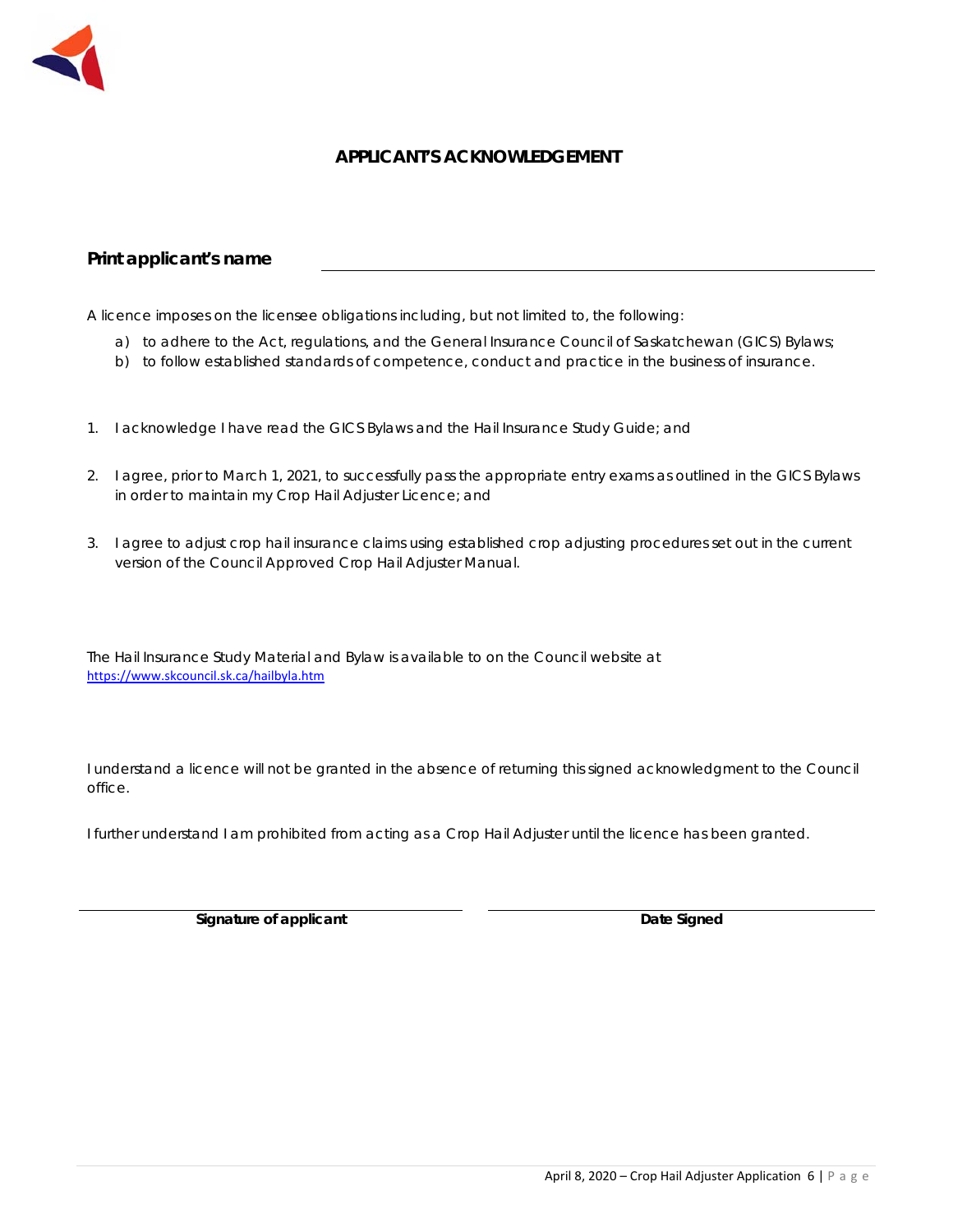# APPLICANT'S ACKNOWLEDGEMENT

**Print applicant's name** ______________________________

A licence imposes on the licensee obligations including, but not limited to, the following:

a) to adhere to the Act, regulations, and the General Insurance Council of Saskatchewan (GICS) Bylaws;
b) to follow established standards of competence, conduct and practice in the business of insurance.

1. I acknowledge I have read the GICS Bylaws and the Hail Insurance Study Guide; and

2. I agree, prior to March 1, 2021, to successfully pass the appropriate entry exams as outlined in the GICS Bylaws in order to maintain my Crop Hail Adjuster Licence; and

3. I agree to adjust crop hail insurance claims using established crop adjusting procedures set out in the current version of the Council Approved Crop Hail Adjuster Manual.

The Hail Insurance Study Material and Bylaw is available to on the Council website at https://www.skcouncil.sk.ca/hailbyla.htm

I understand a licence will not be granted in the absence of returning this signed acknowledgment to the Council office.

I further understand I am prohibited from acting as a Crop Hail Adjuster until the licence has been granted.

______________________________ ______________________________

**Signature of applicant** **Date Signed**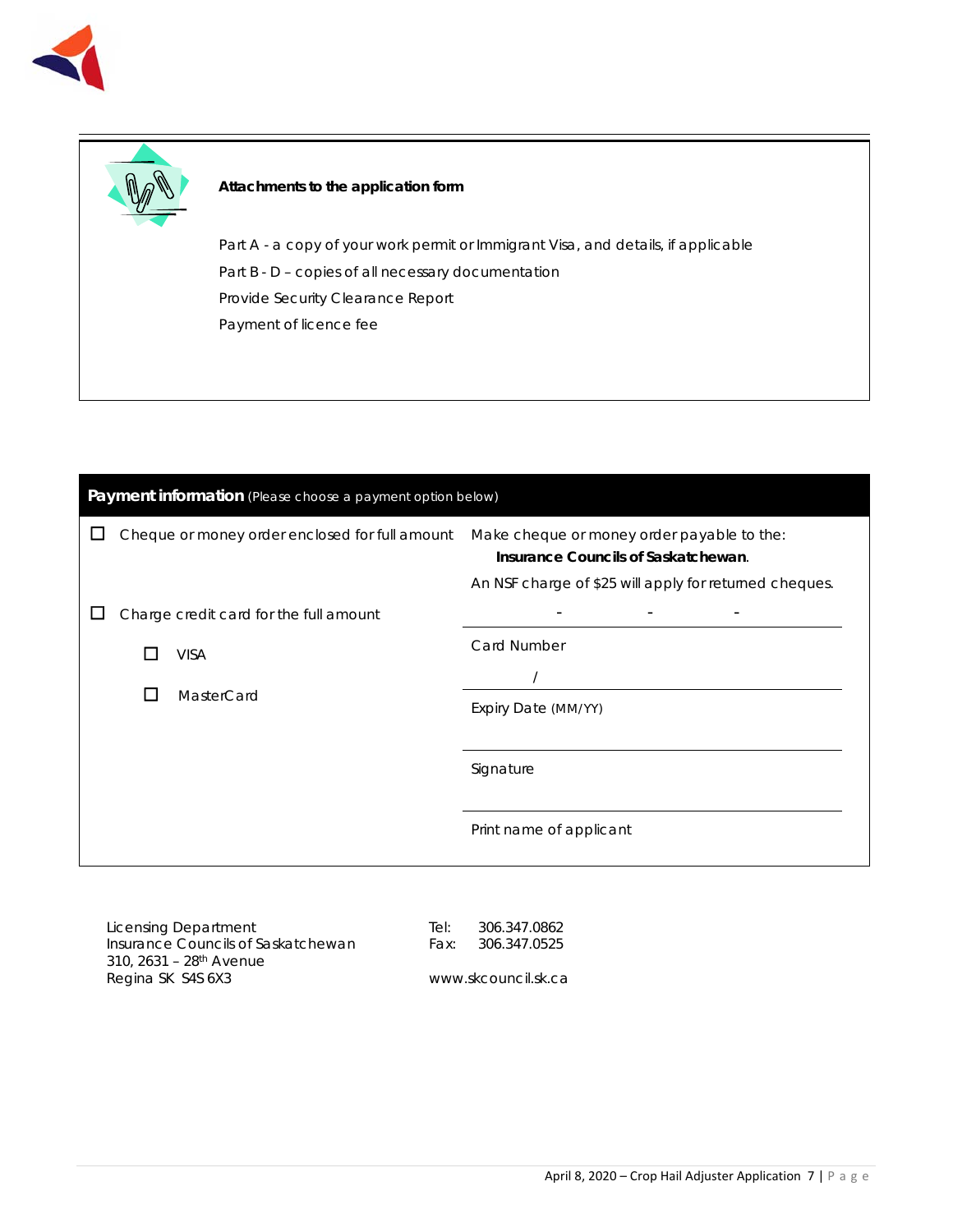**Attachments to the application form**

Part A - a copy of your work permit or Immigrant Visa, and details, if applicable

Part B - D – copies of all necessary documentation

Provide Security Clearance Report

Payment of licence fee

**Payment information** (Please choose a payment option below)

| | |
|---|---|
| ☐ Cheque or money order enclosed for full amount | Make cheque or money order payable to the: **Insurance Councils of Saskatchewan**. An NSF charge of $25 will apply for returned cheques. |
| ☐ Charge credit card for the full amount | \_\_\_\_ - \_\_\_\_ - \_\_\_\_ - \_\_\_\_ Card Number |
| ☐ VISA | \_\_\_\_ / \_\_\_\_ Expiry Date (MM/YY) |
| ☐ MasterCard | Signature |
| | Print name of applicant |

Licensing Department
Insurance Councils of Saskatchewan
310, 2631 – 28th Avenue
Regina SK S4S 6X3

Tel: 306.347.0862
Fax: 306.347.0525

www.skcouncil.sk.ca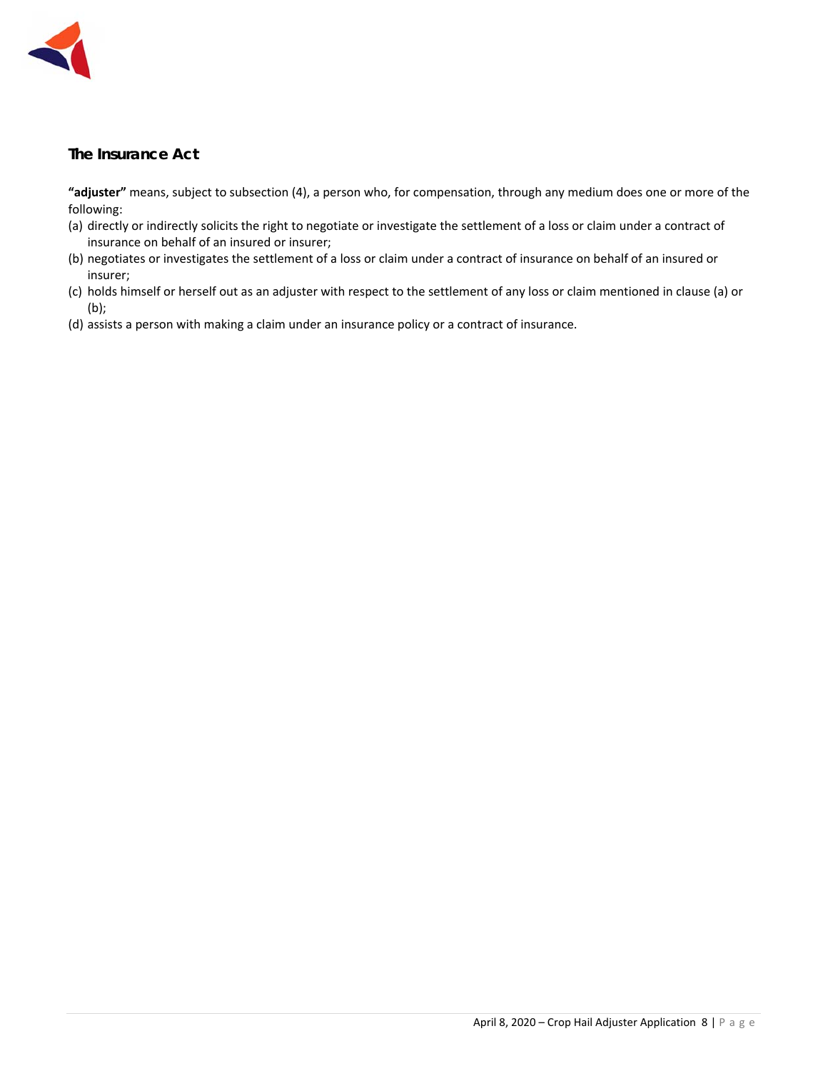## The Insurance Act

**"adjuster"** means, subject to subsection (4), a person who, for compensation, through any medium does one or more of the following:

(a) directly or indirectly solicits the right to negotiate or investigate the settlement of a loss or claim under a contract of insurance on behalf of an insured or insurer;

(b) negotiates or investigates the settlement of a loss or claim under a contract of insurance on behalf of an insured or insurer;

(c) holds himself or herself out as an adjuster with respect to the settlement of any loss or claim mentioned in clause (a) or (b);

(d) assists a person with making a claim under an insurance policy or a contract of insurance.